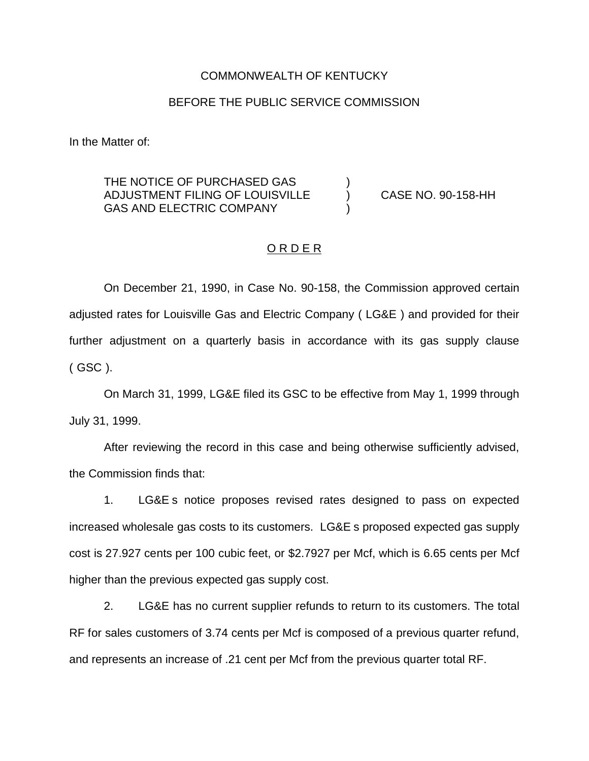COMMONWEALTH OF KENTUCKY

BEFORE THE PUBLIC SERVICE COMMISSION

In the Matter of:

THE NOTICE OF PURCHASED GAS ADJUSTMENT FILING OF LOUISVILLE GAS AND ELECTRIC COMPANY ) CASE NO. 90-158-HH

## O R D E R

On December 21, 1990, in Case No. 90-158, the Commission approved certain adjusted rates for Louisville Gas and Electric Company ( LG&E ) and provided for their further adjustment on a quarterly basis in accordance with its gas supply clause ( GSC ).

On March 31, 1999, LG&E filed its GSC to be effective from May 1, 1999 through July 31, 1999.

After reviewing the record in this case and being otherwise sufficiently advised, the Commission finds that:

1. LG&E s notice proposes revised rates designed to pass on expected increased wholesale gas costs to its customers. LG&E s proposed expected gas supply cost is 27.927 cents per 100 cubic feet, or $2.7927 per Mcf, which is 6.65 cents per Mcf higher than the previous expected gas supply cost.

2. LG&E has no current supplier refunds to return to its customers. The total RF for sales customers of 3.74 cents per Mcf is composed of a previous quarter refund, and represents an increase of .21 cent per Mcf from the previous quarter total RF.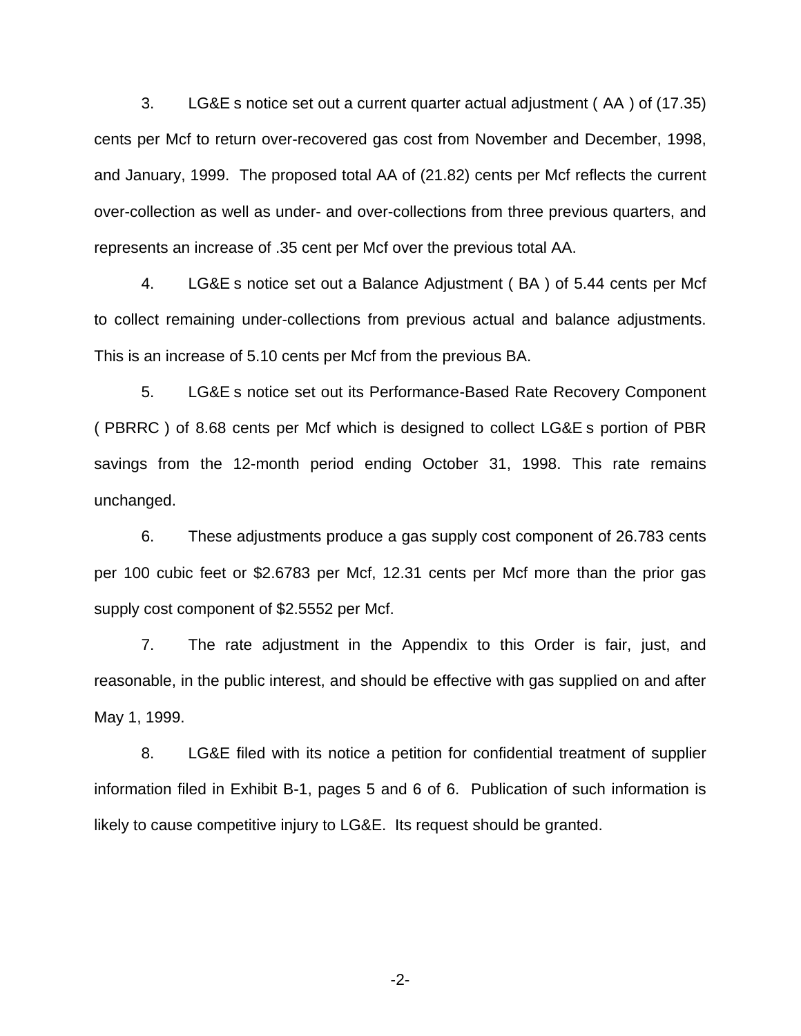3. LG&E s notice set out a current quarter actual adjustment ( AA ) of (17.35) cents per Mcf to return over-recovered gas cost from November and December, 1998, and January, 1999. The proposed total AA of (21.82) cents per Mcf reflects the current over-collection as well as under- and over-collections from three previous quarters, and represents an increase of .35 cent per Mcf over the previous total AA.

4. LG&E s notice set out a Balance Adjustment ( BA ) of 5.44 cents per Mcf to collect remaining under-collections from previous actual and balance adjustments. This is an increase of 5.10 cents per Mcf from the previous BA.

5. LG&E s notice set out its Performance-Based Rate Recovery Component ( PBRRC ) of 8.68 cents per Mcf which is designed to collect LG&E s portion of PBR savings from the 12-month period ending October 31, 1998. This rate remains unchanged.

6. These adjustments produce a gas supply cost component of 26.783 cents per 100 cubic feet or $2.6783 per Mcf, 12.31 cents per Mcf more than the prior gas supply cost component of $2.5552 per Mcf.

7. The rate adjustment in the Appendix to this Order is fair, just, and reasonable, in the public interest, and should be effective with gas supplied on and after May 1, 1999.

8. LG&E filed with its notice a petition for confidential treatment of supplier information filed in Exhibit B-1, pages 5 and 6 of 6. Publication of such information is likely to cause competitive injury to LG&E. Its request should be granted.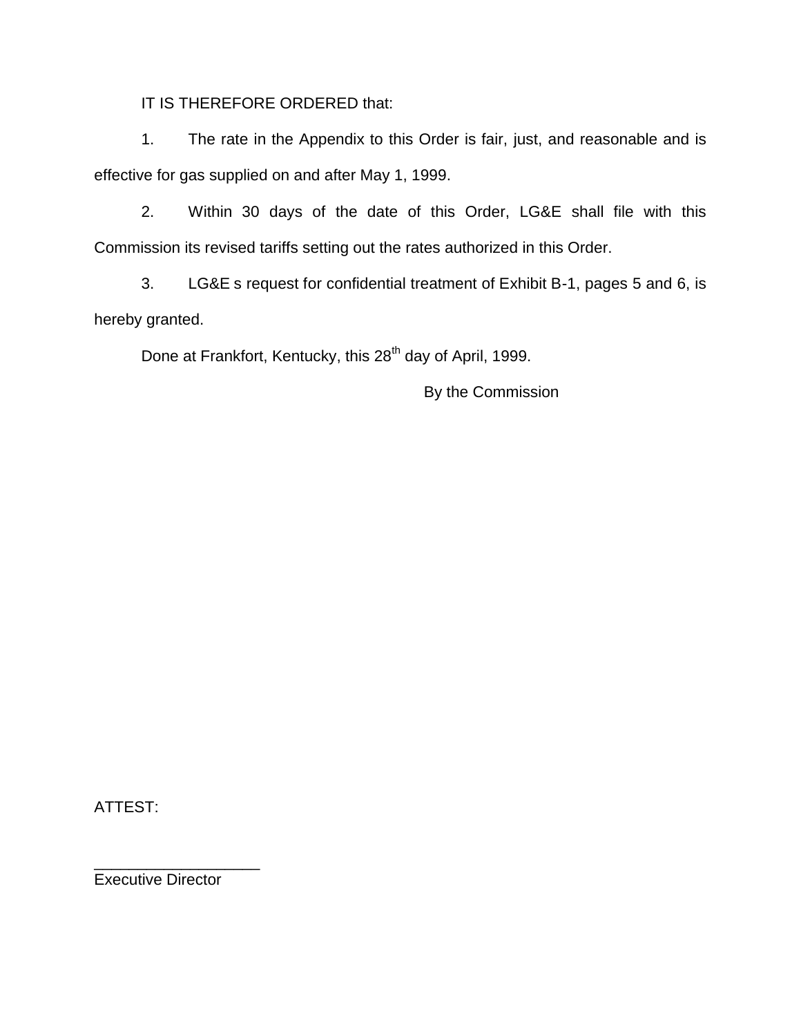IT IS THEREFORE ORDERED that:

1. The rate in the Appendix to this Order is fair, just, and reasonable and is effective for gas supplied on and after May 1, 1999.

2. Within 30 days of the date of this Order, LG&E shall file with this Commission its revised tariffs setting out the rates authorized in this Order.

3. LG&E s request for confidential treatment of Exhibit B-1, pages 5 and 6, is hereby granted.

Done at Frankfort, Kentucky, this 28th day of April, 1999.

By the Commission

ATTEST:

___________________

Executive Director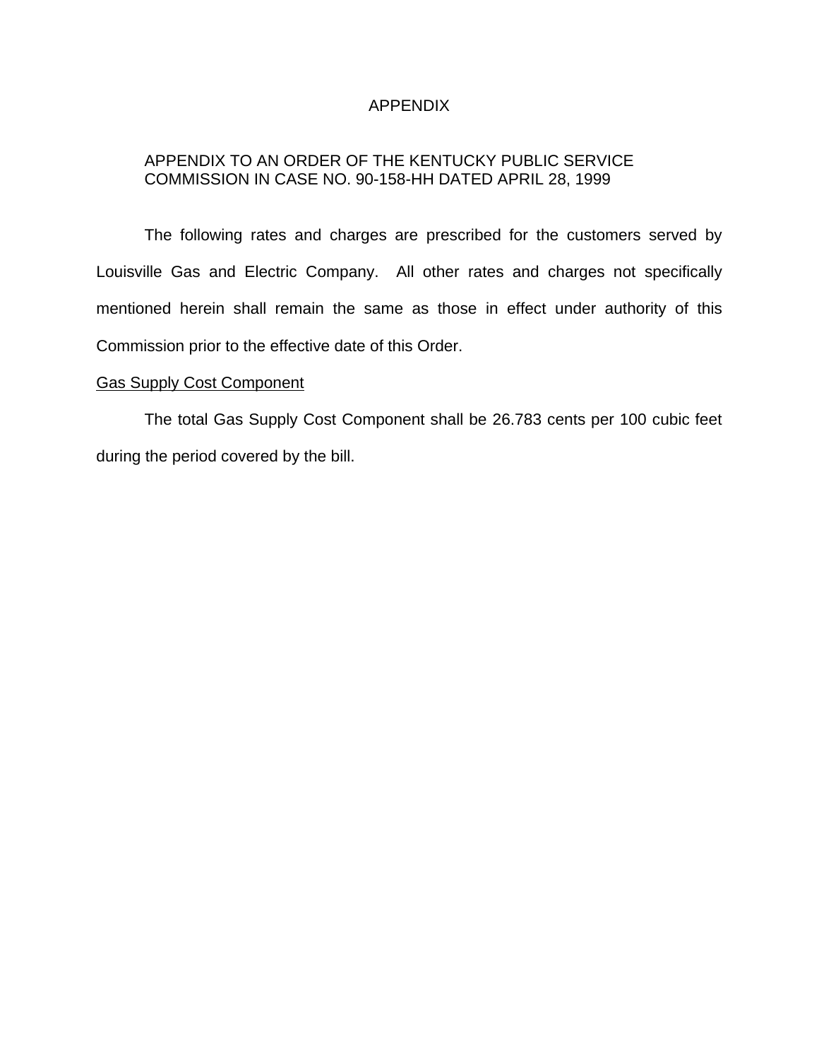# APPENDIX

APPENDIX TO AN ORDER OF THE KENTUCKY PUBLIC SERVICE COMMISSION IN CASE NO. 90-158-HH DATED APRIL 28, 1999

The following rates and charges are prescribed for the customers served by Louisville Gas and Electric Company. All other rates and charges not specifically mentioned herein shall remain the same as those in effect under authority of this Commission prior to the effective date of this Order.

Gas Supply Cost Component

The total Gas Supply Cost Component shall be 26.783 cents per 100 cubic feet during the period covered by the bill.